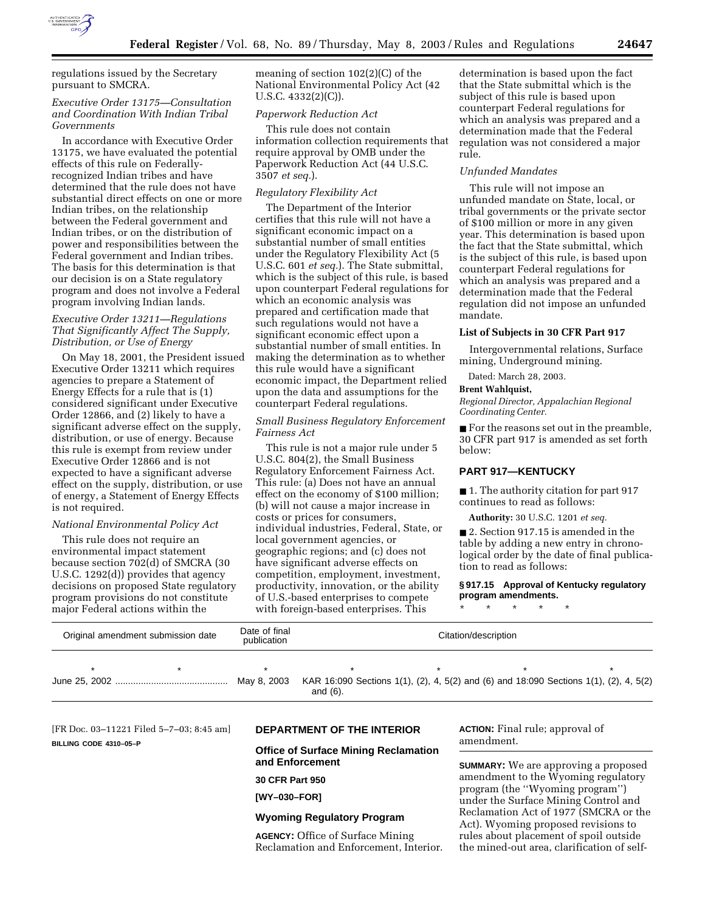regulations issued by the Secretary pursuant to SMCRA.

*Executive Order 13175—Consultation and Coordination With Indian Tribal Governments*

In accordance with Executive Order 13175, we have evaluated the potential effects of this rule on Federally-recognized Indian tribes and have determined that the rule does not have substantial direct effects on one or more Indian tribes, on the relationship between the Federal government and Indian tribes, or on the distribution of power and responsibilities between the Federal government and Indian tribes. The basis for this determination is that our decision is on a State regulatory program and does not involve a Federal program involving Indian lands.

*Executive Order 13211—Regulations That Significantly Affect The Supply, Distribution, or Use of Energy*

On May 18, 2001, the President issued Executive Order 13211 which requires agencies to prepare a Statement of Energy Effects for a rule that is (1) considered significant under Executive Order 12866, and (2) likely to have a significant adverse effect on the supply, distribution, or use of energy. Because this rule is exempt from review under Executive Order 12866 and is not expected to have a significant adverse effect on the supply, distribution, or use of energy, a Statement of Energy Effects is not required.

*National Environmental Policy Act*

This rule does not require an environmental impact statement because section 702(d) of SMCRA (30 U.S.C. 1292(d)) provides that agency decisions on proposed State regulatory program provisions do not constitute major Federal actions within the meaning of section 102(2)(C) of the National Environmental Policy Act (42 U.S.C. 4332(2)(C)).

*Paperwork Reduction Act*

This rule does not contain information collection requirements that require approval by OMB under the Paperwork Reduction Act (44 U.S.C. 3507 *et seq.*).

*Regulatory Flexibility Act*

The Department of the Interior certifies that this rule will not have a significant economic impact on a substantial number of small entities under the Regulatory Flexibility Act (5 U.S.C. 601 *et seq.*). The State submittal, which is the subject of this rule, is based upon counterpart Federal regulations for which an economic analysis was prepared and certification made that such regulations would not have a significant economic effect upon a substantial number of small entities. In making the determination as to whether this rule would have a significant economic impact, the Department relied upon the data and assumptions for the counterpart Federal regulations.

*Small Business Regulatory Enforcement Fairness Act*

This rule is not a major rule under 5 U.S.C. 804(2), the Small Business Regulatory Enforcement Fairness Act. This rule: (a) Does not have an annual effect on the economy of $100 million; (b) will not cause a major increase in costs or prices for consumers, individual industries, Federal, State, or local government agencies, or geographic regions; and (c) does not have significant adverse effects on competition, employment, investment, productivity, innovation, or the ability of U.S.-based enterprises to compete with foreign-based enterprises. This determination is based upon the fact that the State submittal which is the subject of this rule is based upon counterpart Federal regulations for which an analysis was prepared and a determination made that the Federal regulation was not considered a major rule.

*Unfunded Mandates*

This rule will not impose an unfunded mandate on State, local, or tribal governments or the private sector of $100 million or more in any given year. This determination is based upon the fact that the State submittal, which is the subject of this rule, is based upon counterpart Federal regulations for which an analysis was prepared and a determination made that the Federal regulation did not impose an unfunded mandate.

**List of Subjects in 30 CFR Part 917**

Intergovernmental relations, Surface mining, Underground mining.

Dated: March 28, 2003.

**Brent Wahlquist,**

*Regional Director, Appalachian Regional Coordinating Center.*

■ For the reasons set out in the preamble, 30 CFR part 917 is amended as set forth below:

## PART 917—KENTUCKY

■ 1. The authority citation for part 917 continues to read as follows:

**Authority:** 30 U.S.C. 1201 *et seq.*

■ 2. Section 917.15 is amended in the table by adding a new entry in chronological order by the date of final publication to read as follows:

**§ 917.15 Approval of Kentucky regulatory program amendments.**

\* \* \* \* \*

| Original amendment submission date | Date of final publication | Citation/description |
|---|---|---|
| \* \* | \* | \* \* \* \* |
| June 25, 2002 | May 8, 2003 | KAR 16:090 Sections 1(1), (2), 4, 5(2) and (6) and 18:090 Sections 1(1), (2), 4, 5(2) and (6). |

[FR Doc. 03–11221 Filed 5–7–03; 8:45 am]

**BILLING CODE 4310–05–P**

## DEPARTMENT OF THE INTERIOR

### Office of Surface Mining Reclamation and Enforcement

**30 CFR Part 950**

**[WY–030–FOR]**

### Wyoming Regulatory Program

**AGENCY:** Office of Surface Mining Reclamation and Enforcement, Interior.

**ACTION:** Final rule; approval of amendment.

**SUMMARY:** We are approving a proposed amendment to the Wyoming regulatory program (the ''Wyoming program'') under the Surface Mining Control and Reclamation Act of 1977 (SMCRA or the Act). Wyoming proposed revisions to rules about placement of spoil outside the mined-out area, clarification of self-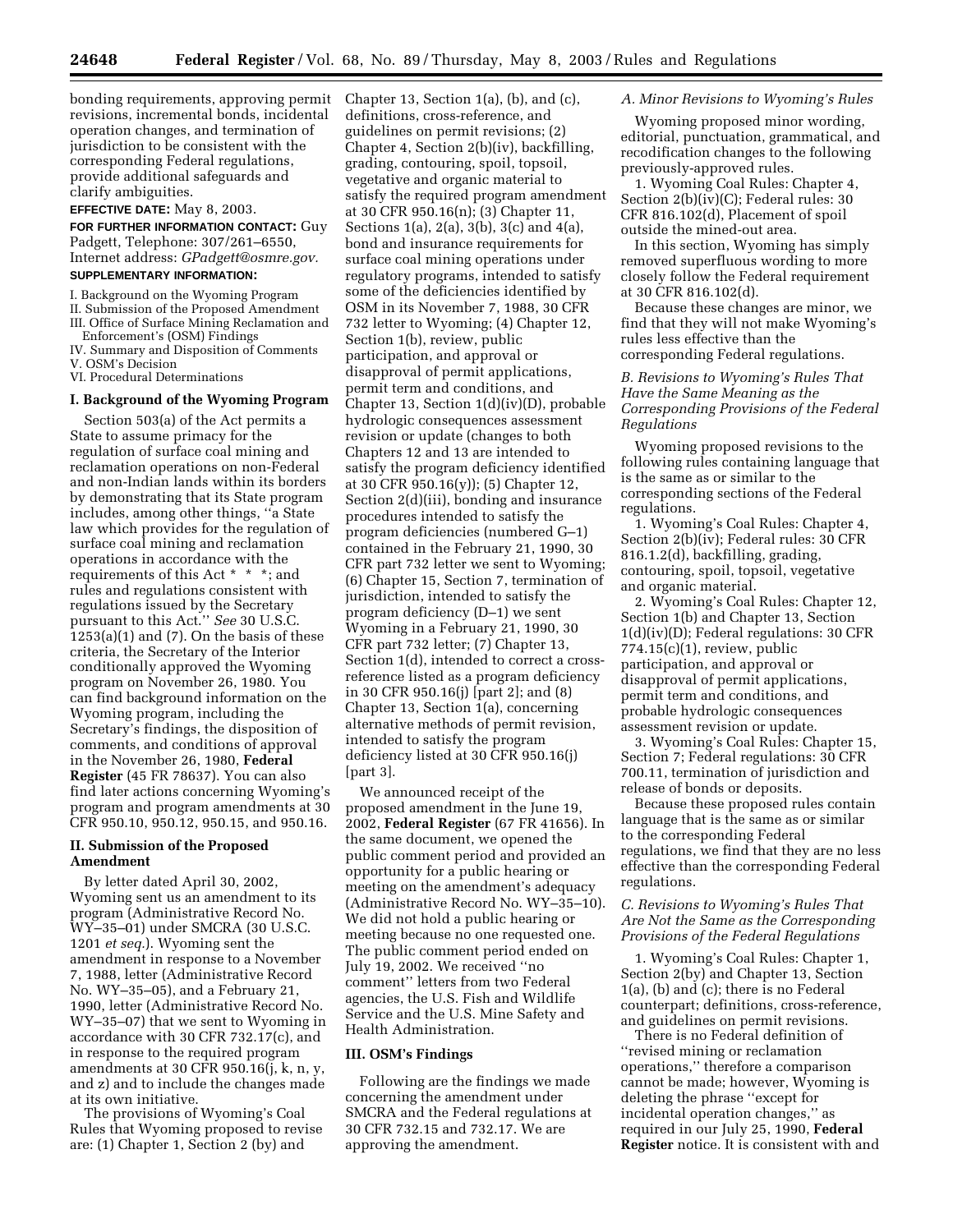bonding requirements, approving permit revisions, incremental bonds, incidental operation changes, and termination of jurisdiction to be consistent with the corresponding Federal regulations, provide additional safeguards and clarify ambiguities.

**EFFECTIVE DATE:** May 8, 2003.

**FOR FURTHER INFORMATION CONTACT:** Guy Padgett, Telephone: 307/261–6550, Internet address: *GPadgett@osmre.gov.*

**SUPPLEMENTARY INFORMATION:**

I. Background on the Wyoming Program
II. Submission of the Proposed Amendment
III. Office of Surface Mining Reclamation and Enforcement's (OSM) Findings
IV. Summary and Disposition of Comments
V. OSM's Decision
VI. Procedural Determinations

## I. Background of the Wyoming Program

Section 503(a) of the Act permits a State to assume primacy for the regulation of surface coal mining and reclamation operations on non-Federal and non-Indian lands within its borders by demonstrating that its State program includes, among other things, ''a State law which provides for the regulation of surface coal mining and reclamation operations in accordance with the requirements of this Act * * *; and rules and regulations consistent with regulations issued by the Secretary pursuant to this Act.'' *See* 30 U.S.C. 1253(a)(1) and (7). On the basis of these criteria, the Secretary of the Interior conditionally approved the Wyoming program on November 26, 1980. You can find background information on the Wyoming program, including the Secretary's findings, the disposition of comments, and conditions of approval in the November 26, 1980, **Federal Register** (45 FR 78637). You can also find later actions concerning Wyoming's program and program amendments at 30 CFR 950.10, 950.12, 950.15, and 950.16.

## II. Submission of the Proposed Amendment

By letter dated April 30, 2002, Wyoming sent us an amendment to its program (Administrative Record No. WY–35–01) under SMCRA (30 U.S.C. 1201 *et seq.*). Wyoming sent the amendment in response to a November 7, 1988, letter (Administrative Record No. WY–35–05), and a February 21, 1990, letter (Administrative Record No. WY–35–07) that we sent to Wyoming in accordance with 30 CFR 732.17(c), and in response to the required program amendments at 30 CFR 950.16(j, k, n, y, and z) and to include the changes made at its own initiative.

The provisions of Wyoming's Coal Rules that Wyoming proposed to revise are: (1) Chapter 1, Section 2 (by) and Chapter 13, Section 1(a), (b), and (c), definitions, cross-reference, and guidelines on permit revisions; (2) Chapter 4, Section 2(b)(iv), backfilling, grading, contouring, spoil, topsoil, vegetative and organic material to satisfy the required program amendment at 30 CFR 950.16(n); (3) Chapter 11, Sections 1(a), 2(a), 3(b), 3(c) and 4(a), bond and insurance requirements for surface coal mining operations under regulatory programs, intended to satisfy some of the deficiencies identified by OSM in its November 7, 1988, 30 CFR 732 letter to Wyoming; (4) Chapter 12, Section 1(b), review, public participation, and approval or disapproval of permit applications, permit term and conditions, and Chapter 13, Section 1(d)(iv)(D), probable hydrologic consequences assessment revision or update (changes to both Chapters 12 and 13 are intended to satisfy the program deficiency identified at 30 CFR 950.16(y)); (5) Chapter 12, Section 2(d)(iii), bonding and insurance procedures intended to satisfy the program deficiencies (numbered G–1) contained in the February 21, 1990, 30 CFR part 732 letter we sent to Wyoming; (6) Chapter 15, Section 7, termination of jurisdiction, intended to satisfy the program deficiency (D–1) we sent Wyoming in a February 21, 1990, 30 CFR part 732 letter; (7) Chapter 13, Section 1(d), intended to correct a cross-reference listed as a program deficiency in 30 CFR 950.16(j) [part 2]; and (8) Chapter 13, Section 1(a), concerning alternative methods of permit revision, intended to satisfy the program deficiency listed at 30 CFR 950.16(j) [part 3].

We announced receipt of the proposed amendment in the June 19, 2002, **Federal Register** (67 FR 41656). In the same document, we opened the public comment period and provided an opportunity for a public hearing or meeting on the amendment's adequacy (Administrative Record No. WY–35–10). We did not hold a public hearing or meeting because no one requested one. The public comment period ended on July 19, 2002. We received ''no comment'' letters from two Federal agencies, the U.S. Fish and Wildlife Service and the U.S. Mine Safety and Health Administration.

## III. OSM's Findings

Following are the findings we made concerning the amendment under SMCRA and the Federal regulations at 30 CFR 732.15 and 732.17. We are approving the amendment.

### *A. Minor Revisions to Wyoming's Rules*

Wyoming proposed minor wording, editorial, punctuation, grammatical, and recodification changes to the following previously-approved rules.

1. Wyoming Coal Rules: Chapter 4, Section 2(b)(iv)(C); Federal rules: 30 CFR 816.102(d), Placement of spoil outside the mined-out area.

In this section, Wyoming has simply removed superfluous wording to more closely follow the Federal requirement at 30 CFR 816.102(d).

Because these changes are minor, we find that they will not make Wyoming's rules less effective than the corresponding Federal regulations.

### *B. Revisions to Wyoming's Rules That Have the Same Meaning as the Corresponding Provisions of the Federal Regulations*

Wyoming proposed revisions to the following rules containing language that is the same as or similar to the corresponding sections of the Federal regulations.

1. Wyoming's Coal Rules: Chapter 4, Section 2(b)(iv); Federal rules: 30 CFR 816.1.2(d), backfilling, grading, contouring, spoil, topsoil, vegetative and organic material.

2. Wyoming's Coal Rules: Chapter 12, Section 1(b) and Chapter 13, Section 1(d)(iv)(D); Federal regulations: 30 CFR 774.15(c)(1), review, public participation, and approval or disapproval of permit applications, permit term and conditions, and probable hydrologic consequences assessment revision or update.

3. Wyoming's Coal Rules: Chapter 15, Section 7; Federal regulations: 30 CFR 700.11, termination of jurisdiction and release of bonds or deposits.

Because these proposed rules contain language that is the same as or similar to the corresponding Federal regulations, we find that they are no less effective than the corresponding Federal regulations.

### *C. Revisions to Wyoming's Rules That Are Not the Same as the Corresponding Provisions of the Federal Regulations*

1. Wyoming's Coal Rules: Chapter 1, Section 2(by) and Chapter 13, Section 1(a), (b) and (c); there is no Federal counterpart; definitions, cross-reference, and guidelines on permit revisions.

There is no Federal definition of ''revised mining or reclamation operations,'' therefore a comparison cannot be made; however, Wyoming is deleting the phrase ''except for incidental operation changes,'' as required in our July 25, 1990, **Federal Register** notice. It is consistent with and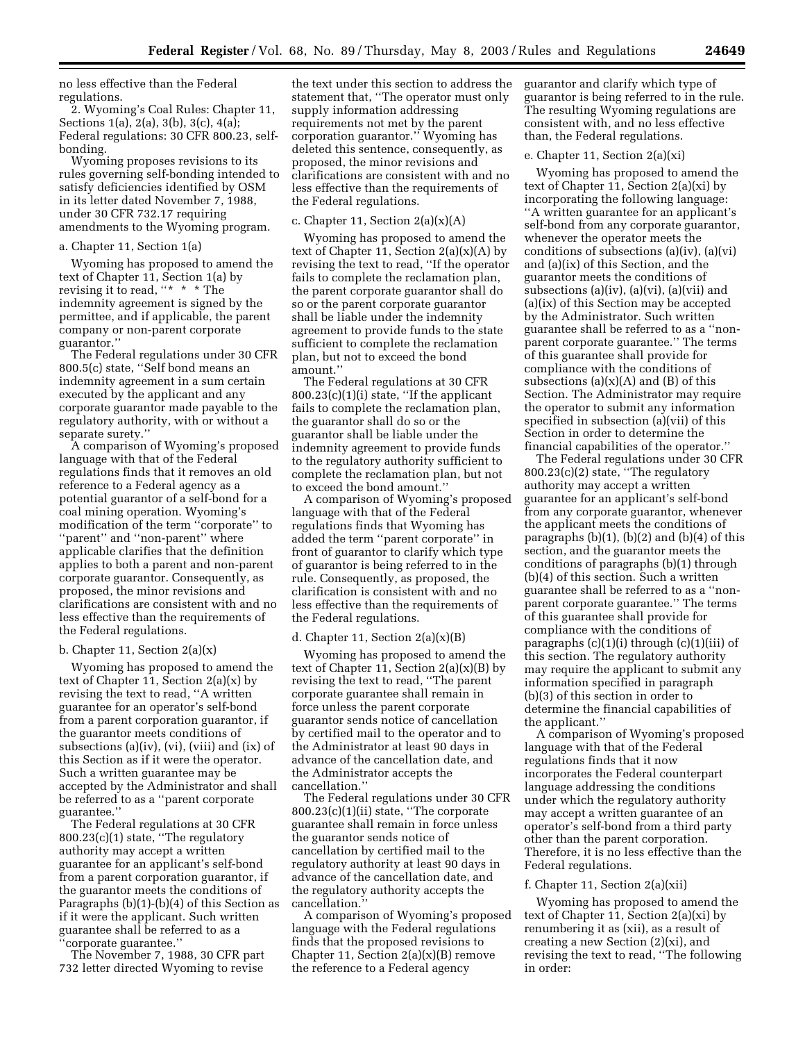no less effective than the Federal regulations.

2. Wyoming's Coal Rules: Chapter 11, Sections 1(a), 2(a), 3(b), 3(c), 4(a); Federal regulations: 30 CFR 800.23, self-bonding.

Wyoming proposes revisions to its rules governing self-bonding intended to satisfy deficiencies identified by OSM in its letter dated November 7, 1988, under 30 CFR 732.17 requiring amendments to the Wyoming program.

a. Chapter 11, Section 1(a)

Wyoming has proposed to amend the text of Chapter 11, Section 1(a) by revising it to read, ''* * * The indemnity agreement is signed by the permittee, and if applicable, the parent company or non-parent corporate guarantor.''

The Federal regulations under 30 CFR 800.5(c) state, ''Self bond means an indemnity agreement in a sum certain executed by the applicant and any corporate guarantor made payable to the regulatory authority, with or without a separate surety.''

A comparison of Wyoming's proposed language with that of the Federal regulations finds that it removes an old reference to a Federal agency as a potential guarantor of a self-bond for a coal mining operation. Wyoming's modification of the term ''corporate'' to ''parent'' and ''non-parent'' where applicable clarifies that the definition applies to both a parent and non-parent corporate guarantor. Consequently, as proposed, the minor revisions and clarifications are consistent with and no less effective than the requirements of the Federal regulations.

b. Chapter 11, Section 2(a)(x)

Wyoming has proposed to amend the text of Chapter 11, Section 2(a)(x) by revising the text to read, ''A written guarantee for an operator's self-bond from a parent corporation guarantor, if the guarantor meets conditions of subsections (a)(iv), (vi), (viii) and (ix) of this Section as if it were the operator. Such a written guarantee may be accepted by the Administrator and shall be referred to as a ''parent corporate guarantee.''

The Federal regulations at 30 CFR 800.23(c)(1) state, ''The regulatory authority may accept a written guarantee for an applicant's self-bond from a parent corporation guarantor, if the guarantor meets the conditions of Paragraphs (b)(1)-(b)(4) of this Section as if it were the applicant. Such written guarantee shall be referred to as a ''corporate guarantee.''

The November 7, 1988, 30 CFR part 732 letter directed Wyoming to revise the text under this section to address the statement that, ''The operator must only supply information addressing requirements not met by the parent corporation guarantor.'' Wyoming has deleted this sentence, consequently, as proposed, the minor revisions and clarifications are consistent with and no less effective than the requirements of the Federal regulations.

c. Chapter 11, Section 2(a)(x)(A)

Wyoming has proposed to amend the text of Chapter 11, Section 2(a)(x)(A) by revising the text to read, ''If the operator fails to complete the reclamation plan, the parent corporate guarantor shall do so or the parent corporate guarantor shall be liable under the indemnity agreement to provide funds to the state sufficient to complete the reclamation plan, but not to exceed the bond amount.''

The Federal regulations at 30 CFR 800.23(c)(1)(i) state, ''If the applicant fails to complete the reclamation plan, the guarantor shall do so or the guarantor shall be liable under the indemnity agreement to provide funds to the regulatory authority sufficient to complete the reclamation plan, but not to exceed the bond amount.''

A comparison of Wyoming's proposed language with that of the Federal regulations finds that Wyoming has added the term ''parent corporate'' in front of guarantor to clarify which type of guarantor is being referred to in the rule. Consequently, as proposed, the clarification is consistent with and no less effective than the requirements of the Federal regulations.

d. Chapter 11, Section 2(a)(x)(B)

Wyoming has proposed to amend the text of Chapter 11, Section 2(a)(x)(B) by revising the text to read, ''The parent corporate guarantee shall remain in force unless the parent corporate guarantor sends notice of cancellation by certified mail to the operator and to the Administrator at least 90 days in advance of the cancellation date, and the Administrator accepts the cancellation.''

The Federal regulations under 30 CFR 800.23(c)(1)(ii) state, ''The corporate guarantee shall remain in force unless the guarantor sends notice of cancellation by certified mail to the regulatory authority at least 90 days in advance of the cancellation date, and the regulatory authority accepts the cancellation.''

A comparison of Wyoming's proposed language with the Federal regulations finds that the proposed revisions to Chapter 11, Section 2(a)(x)(B) remove the reference to a Federal agency guarantor and clarify which type of guarantor is being referred to in the rule. The resulting Wyoming regulations are consistent with, and no less effective than, the Federal regulations.

e. Chapter 11, Section 2(a)(xi)

Wyoming has proposed to amend the text of Chapter 11, Section 2(a)(xi) by incorporating the following language: ''A written guarantee for an applicant's self-bond from any corporate guarantor, whenever the operator meets the conditions of subsections (a)(iv), (a)(vi) and (a)(ix) of this Section, and the guarantor meets the conditions of subsections (a)(iv), (a)(vi), (a)(vii) and (a)(ix) of this Section may be accepted by the Administrator. Such written guarantee shall be referred to as a ''non-parent corporate guarantee.'' The terms of this guarantee shall provide for compliance with the conditions of subsections (a)(x)(A) and (B) of this Section. The Administrator may require the operator to submit any information specified in subsection (a)(vii) of this Section in order to determine the financial capabilities of the operator.''

The Federal regulations under 30 CFR 800.23(c)(2) state, ''The regulatory authority may accept a written guarantee for an applicant's self-bond from any corporate guarantor, whenever the applicant meets the conditions of paragraphs (b)(1), (b)(2) and (b)(4) of this section, and the guarantor meets the conditions of paragraphs (b)(1) through (b)(4) of this section. Such a written guarantee shall be referred to as a ''non-parent corporate guarantee.'' The terms of this guarantee shall provide for compliance with the conditions of paragraphs (c)(1)(i) through (c)(1)(iii) of this section. The regulatory authority may require the applicant to submit any information specified in paragraph (b)(3) of this section in order to determine the financial capabilities of the applicant.''

A comparison of Wyoming's proposed language with that of the Federal regulations finds that it now incorporates the Federal counterpart language addressing the conditions under which the regulatory authority may accept a written guarantee of an operator's self-bond from a third party other than the parent corporation. Therefore, it is no less effective than the Federal regulations.

f. Chapter 11, Section 2(a)(xii)

Wyoming has proposed to amend the text of Chapter 11, Section 2(a)(xi) by renumbering it as (xii), as a result of creating a new Section (2)(xi), and revising the text to read, ''The following in order: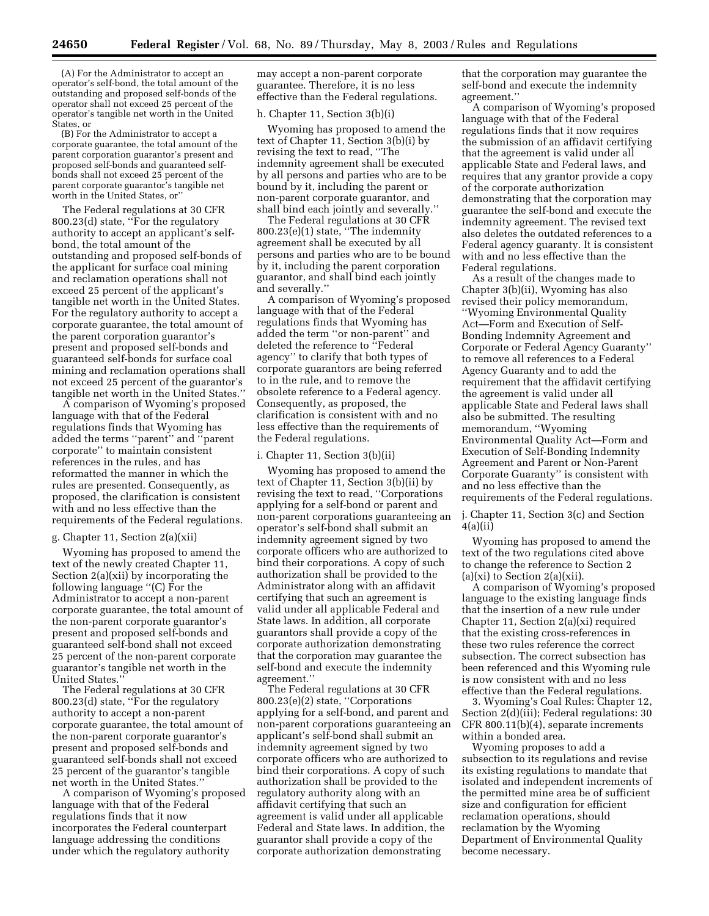(A) For the Administrator to accept an operator's self-bond, the total amount of the outstanding and proposed self-bonds of the operator shall not exceed 25 percent of the operator's tangible net worth in the United States, or

(B) For the Administrator to accept a corporate guarantee, the total amount of the parent corporation guarantor's present and proposed self-bonds and guaranteed self-bonds shall not exceed 25 percent of the parent corporate guarantor's tangible net worth in the United States, or''

The Federal regulations at 30 CFR 800.23(d) state, ''For the regulatory authority to accept an applicant's self-bond, the total amount of the outstanding and proposed self-bonds of the applicant for surface coal mining and reclamation operations shall not exceed 25 percent of the applicant's tangible net worth in the United States. For the regulatory authority to accept a corporate guarantee, the total amount of the parent corporation guarantor's present and proposed self-bonds and guaranteed self-bonds for surface coal mining and reclamation operations shall not exceed 25 percent of the guarantor's tangible net worth in the United States.''

A comparison of Wyoming's proposed language with that of the Federal regulations finds that Wyoming has added the terms ''parent'' and ''parent corporate'' to maintain consistent references in the rules, and has reformatted the manner in which the rules are presented. Consequently, as proposed, the clarification is consistent with and no less effective than the requirements of the Federal regulations.

g. Chapter 11, Section 2(a)(xii)

Wyoming has proposed to amend the text of the newly created Chapter 11, Section 2(a)(xii) by incorporating the following language ''(C) For the Administrator to accept a non-parent corporate guarantee, the total amount of the non-parent corporate guarantor's present and proposed self-bonds and guaranteed self-bond shall not exceed 25 percent of the non-parent corporate guarantor's tangible net worth in the United States.''

The Federal regulations at 30 CFR 800.23(d) state, ''For the regulatory authority to accept a non-parent corporate guarantee, the total amount of the non-parent corporate guarantor's present and proposed self-bonds and guaranteed self-bonds shall not exceed 25 percent of the guarantor's tangible net worth in the United States.''

A comparison of Wyoming's proposed language with that of the Federal regulations finds that it now incorporates the Federal counterpart language addressing the conditions under which the regulatory authority may accept a non-parent corporate guarantee. Therefore, it is no less effective than the Federal regulations.

h. Chapter 11, Section 3(b)(i)

Wyoming has proposed to amend the text of Chapter 11, Section 3(b)(i) by revising the text to read, ''The indemnity agreement shall be executed by all persons and parties who are to be bound by it, including the parent or non-parent corporate guarantor, and shall bind each jointly and severally.''

The Federal regulations at 30 CFR 800.23(e)(1) state, ''The indemnity agreement shall be executed by all persons and parties who are to be bound by it, including the parent corporation guarantor, and shall bind each jointly and severally.''

A comparison of Wyoming's proposed language with that of the Federal regulations finds that Wyoming has added the term ''or non-parent'' and deleted the reference to ''Federal agency'' to clarify that both types of corporate guarantors are being referred to in the rule, and to remove the obsolete reference to a Federal agency. Consequently, as proposed, the clarification is consistent with and no less effective than the requirements of the Federal regulations.

i. Chapter 11, Section 3(b)(ii)

Wyoming has proposed to amend the text of Chapter 11, Section 3(b)(ii) by revising the text to read, ''Corporations applying for a self-bond or parent and non-parent corporations guaranteeing an operator's self-bond shall submit an indemnity agreement signed by two corporate officers who are authorized to bind their corporations. A copy of such authorization shall be provided to the Administrator along with an affidavit certifying that such an agreement is valid under all applicable Federal and State laws. In addition, all corporate guarantors shall provide a copy of the corporate authorization demonstrating that the corporation may guarantee the self-bond and execute the indemnity agreement.''

The Federal regulations at 30 CFR 800.23(e)(2) state, ''Corporations applying for a self-bond, and parent and non-parent corporations guaranteeing an applicant's self-bond shall submit an indemnity agreement signed by two corporate officers who are authorized to bind their corporations. A copy of such authorization shall be provided to the regulatory authority along with an affidavit certifying that such an agreement is valid under all applicable Federal and State laws. In addition, the guarantor shall provide a copy of the corporate authorization demonstrating that the corporation may guarantee the self-bond and execute the indemnity agreement.''

A comparison of Wyoming's proposed language with that of the Federal regulations finds that it now requires the submission of an affidavit certifying that the agreement is valid under all applicable State and Federal laws, and requires that any grantor provide a copy of the corporate authorization demonstrating that the corporation may guarantee the self-bond and execute the indemnity agreement. The revised text also deletes the outdated references to a Federal agency guaranty. It is consistent with and no less effective than the Federal regulations.

As a result of the changes made to Chapter 3(b)(ii), Wyoming has also revised their policy memorandum, ''Wyoming Environmental Quality Act—Form and Execution of Self-Bonding Indemnity Agreement and Corporate or Federal Agency Guaranty'' to remove all references to a Federal Agency Guaranty and to add the requirement that the affidavit certifying the agreement is valid under all applicable State and Federal laws shall also be submitted. The resulting memorandum, ''Wyoming Environmental Quality Act—Form and Execution of Self-Bonding Indemnity Agreement and Parent or Non-Parent Corporate Guaranty'' is consistent with and no less effective than the requirements of the Federal regulations.

j. Chapter 11, Section 3(c) and Section 4(a)(ii)

Wyoming has proposed to amend the text of the two regulations cited above to change the reference to Section 2 (a)(xi) to Section 2(a)(xii).

A comparison of Wyoming's proposed language to the existing language finds that the insertion of a new rule under Chapter 11, Section 2(a)(xi) required that the existing cross-references in these two rules reference the correct subsection. The correct subsection has been referenced and this Wyoming rule is now consistent with and no less effective than the Federal regulations.

3. Wyoming's Coal Rules: Chapter 12, Section 2(d)(iii); Federal regulations: 30 CFR 800.11(b)(4), separate increments within a bonded area.

Wyoming proposes to add a subsection to its regulations and revise its existing regulations to mandate that isolated and independent increments of the permitted mine area be of sufficient size and configuration for efficient reclamation operations, should reclamation by the Wyoming Department of Environmental Quality become necessary.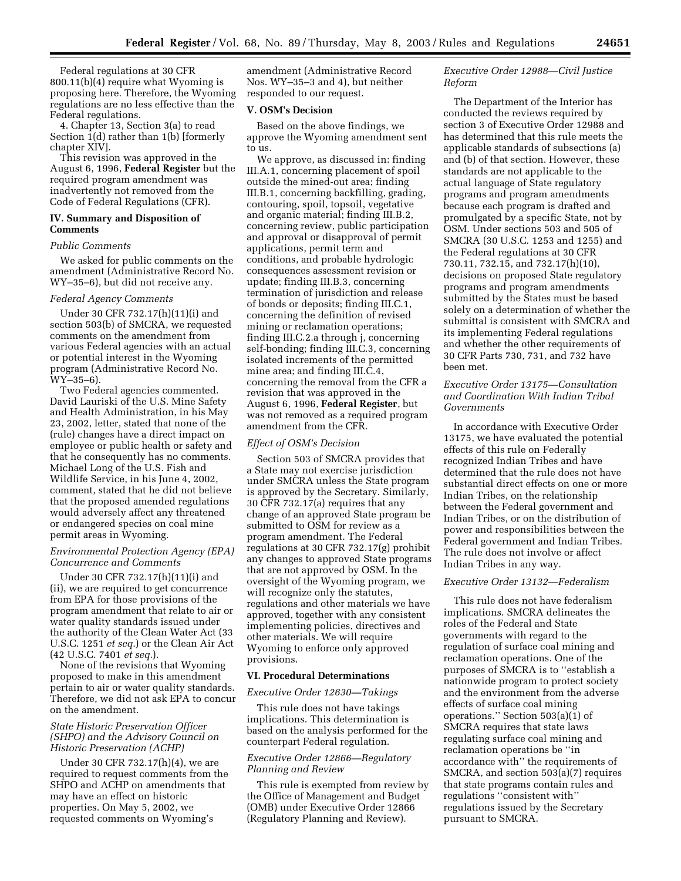Federal regulations at 30 CFR 800.11(b)(4) require what Wyoming is proposing here. Therefore, the Wyoming regulations are no less effective than the Federal regulations.

4. Chapter 13, Section 3(a) to read Section 1(d) rather than 1(b) [formerly chapter XIV].

This revision was approved in the August 6, 1996, **Federal Register** but the required program amendment was inadvertently not removed from the Code of Federal Regulations (CFR).

### IV. Summary and Disposition of Comments

*Public Comments*

We asked for public comments on the amendment (Administrative Record No. WY–35–6), but did not receive any.

*Federal Agency Comments*

Under 30 CFR 732.17(h)(11)(i) and section 503(b) of SMCRA, we requested comments on the amendment from various Federal agencies with an actual or potential interest in the Wyoming program (Administrative Record No. WY–35–6).

Two Federal agencies commented. David Lauriski of the U.S. Mine Safety and Health Administration, in his May 23, 2002, letter, stated that none of the (rule) changes have a direct impact on employee or public health or safety and that he consequently has no comments. Michael Long of the U.S. Fish and Wildlife Service, in his June 4, 2002, comment, stated that he did not believe that the proposed amended regulations would adversely affect any threatened or endangered species on coal mine permit areas in Wyoming.

*Environmental Protection Agency (EPA) Concurrence and Comments*

Under 30 CFR 732.17(h)(11)(i) and (ii), we are required to get concurrence from EPA for those provisions of the program amendment that relate to air or water quality standards issued under the authority of the Clean Water Act (33 U.S.C. 1251 *et seq.*) or the Clean Air Act (42 U.S.C. 7401 *et seq.*).

None of the revisions that Wyoming proposed to make in this amendment pertain to air or water quality standards. Therefore, we did not ask EPA to concur on the amendment.

*State Historic Preservation Officer (SHPO) and the Advisory Council on Historic Preservation (ACHP)*

Under 30 CFR 732.17(h)(4), we are required to request comments from the SHPO and ACHP on amendments that may have an effect on historic properties. On May 5, 2002, we requested comments on Wyoming's amendment (Administrative Record Nos. WY–35–3 and 4), but neither responded to our request.

### V. OSM's Decision

Based on the above findings, we approve the Wyoming amendment sent to us.

We approve, as discussed in: finding III.A.1, concerning placement of spoil outside the mined-out area; finding III.B.1, concerning backfilling, grading, contouring, spoil, topsoil, vegetative and organic material; finding III.B.2, concerning review, public participation and approval or disapproval of permit applications, permit term and conditions, and probable hydrologic consequences assessment revision or update; finding III.B.3, concerning termination of jurisdiction and release of bonds or deposits; finding III.C.1, concerning the definition of revised mining or reclamation operations; finding III.C.2.a through j, concerning self-bonding; finding III.C.3, concerning isolated increments of the permitted mine area; and finding III.C.4, concerning the removal from the CFR a revision that was approved in the August 6, 1996, **Federal Register**, but was not removed as a required program amendment from the CFR.

*Effect of OSM's Decision*

Section 503 of SMCRA provides that a State may not exercise jurisdiction under SMCRA unless the State program is approved by the Secretary. Similarly, 30 CFR 732.17(a) requires that any change of an approved State program be submitted to OSM for review as a program amendment. The Federal regulations at 30 CFR 732.17(g) prohibit any changes to approved State programs that are not approved by OSM. In the oversight of the Wyoming program, we will recognize only the statutes, regulations and other materials we have approved, together with any consistent implementing policies, directives and other materials. We will require Wyoming to enforce only approved provisions.

### VI. Procedural Determinations

*Executive Order 12630—Takings*

This rule does not have takings implications. This determination is based on the analysis performed for the counterpart Federal regulation.

*Executive Order 12866—Regulatory Planning and Review*

This rule is exempted from review by the Office of Management and Budget (OMB) under Executive Order 12866 (Regulatory Planning and Review).

*Executive Order 12988—Civil Justice Reform*

The Department of the Interior has conducted the reviews required by section 3 of Executive Order 12988 and has determined that this rule meets the applicable standards of subsections (a) and (b) of that section. However, these standards are not applicable to the actual language of State regulatory programs and program amendments because each program is drafted and promulgated by a specific State, not by OSM. Under sections 503 and 505 of SMCRA (30 U.S.C. 1253 and 1255) and the Federal regulations at 30 CFR 730.11, 732.15, and 732.17(h)(10), decisions on proposed State regulatory programs and program amendments submitted by the States must be based solely on a determination of whether the submittal is consistent with SMCRA and its implementing Federal regulations and whether the other requirements of 30 CFR Parts 730, 731, and 732 have been met.

*Executive Order 13175—Consultation and Coordination With Indian Tribal Governments*

In accordance with Executive Order 13175, we have evaluated the potential effects of this rule on Federally recognized Indian Tribes and have determined that the rule does not have substantial direct effects on one or more Indian Tribes, on the relationship between the Federal government and Indian Tribes, or on the distribution of power and responsibilities between the Federal government and Indian Tribes. The rule does not involve or affect Indian Tribes in any way.

*Executive Order 13132—Federalism*

This rule does not have federalism implications. SMCRA delineates the roles of the Federal and State governments with regard to the regulation of surface coal mining and reclamation operations. One of the purposes of SMCRA is to ''establish a nationwide program to protect society and the environment from the adverse effects of surface coal mining operations.'' Section 503(a)(1) of SMCRA requires that state laws regulating surface coal mining and reclamation operations be ''in accordance with'' the requirements of SMCRA, and section 503(a)(7) requires that state programs contain rules and regulations ''consistent with'' regulations issued by the Secretary pursuant to SMCRA.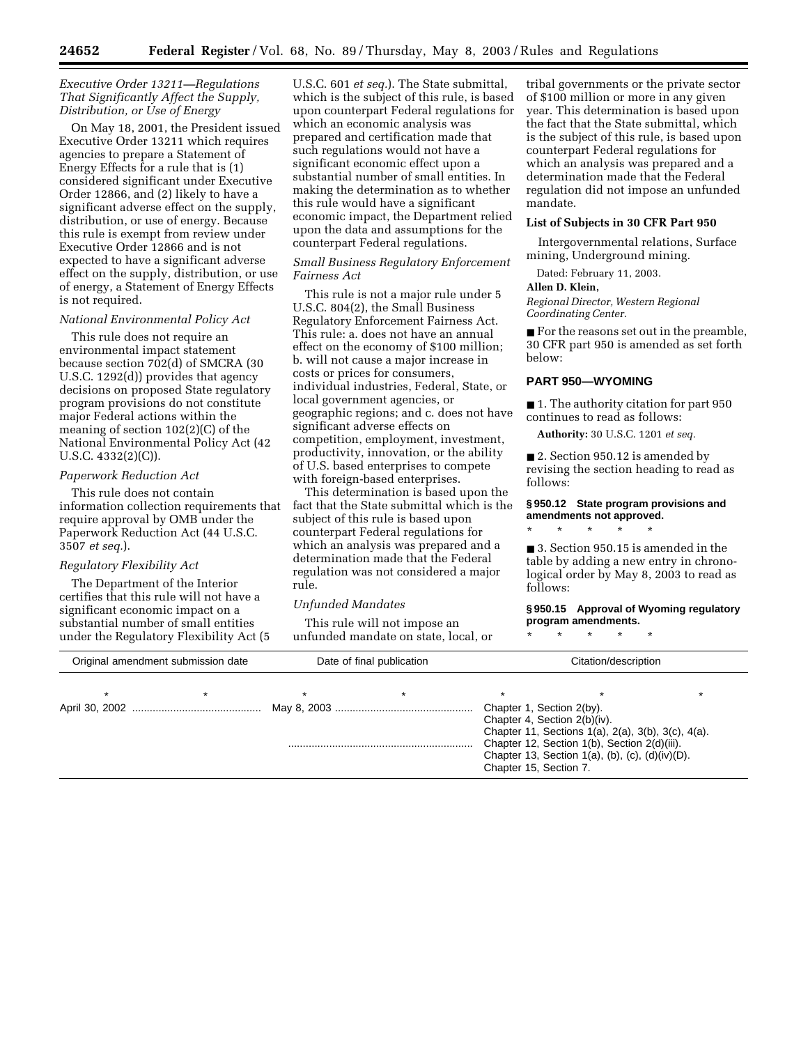*Executive Order 13211—Regulations That Significantly Affect the Supply, Distribution, or Use of Energy*

On May 18, 2001, the President issued Executive Order 13211 which requires agencies to prepare a Statement of Energy Effects for a rule that is (1) considered significant under Executive Order 12866, and (2) likely to have a significant adverse effect on the supply, distribution, or use of energy. Because this rule is exempt from review under Executive Order 12866 and is not expected to have a significant adverse effect on the supply, distribution, or use of energy, a Statement of Energy Effects is not required.

*National Environmental Policy Act*

This rule does not require an environmental impact statement because section 702(d) of SMCRA (30 U.S.C. 1292(d)) provides that agency decisions on proposed State regulatory program provisions do not constitute major Federal actions within the meaning of section 102(2)(C) of the National Environmental Policy Act (42 U.S.C. 4332(2)(C)).

*Paperwork Reduction Act*

This rule does not contain information collection requirements that require approval by OMB under the Paperwork Reduction Act (44 U.S.C. 3507 *et seq.*).

*Regulatory Flexibility Act*

The Department of the Interior certifies that this rule will not have a significant economic impact on a substantial number of small entities under the Regulatory Flexibility Act (5 U.S.C. 601 *et seq.*). The State submittal, which is the subject of this rule, is based upon counterpart Federal regulations for which an economic analysis was prepared and certification made that such regulations would not have a significant economic effect upon a substantial number of small entities. In making the determination as to whether this rule would have a significant economic impact, the Department relied upon the data and assumptions for the counterpart Federal regulations.

*Small Business Regulatory Enforcement Fairness Act*

This rule is not a major rule under 5 U.S.C. 804(2), the Small Business Regulatory Enforcement Fairness Act. This rule: a. does not have an annual effect on the economy of $100 million; b. will not cause a major increase in costs or prices for consumers, individual industries, Federal, State, or local government agencies, or geographic regions; and c. does not have significant adverse effects on competition, employment, investment, productivity, innovation, or the ability of U.S. based enterprises to compete with foreign-based enterprises.

This determination is based upon the fact that the State submittal which is the subject of this rule is based upon counterpart Federal regulations for which an analysis was prepared and a determination made that the Federal regulation was not considered a major rule.

*Unfunded Mandates*

This rule will not impose an unfunded mandate on state, local, or tribal governments or the private sector of $100 million or more in any given year. This determination is based upon the fact that the State submittal, which is the subject of this rule, is based upon counterpart Federal regulations for which an analysis was prepared and a determination made that the Federal regulation did not impose an unfunded mandate.

**List of Subjects in 30 CFR Part 950**

Intergovernmental relations, Surface mining, Underground mining.

Dated: February 11, 2003.

**Allen D. Klein,**

*Regional Director, Western Regional Coordinating Center.*

■ For the reasons set out in the preamble, 30 CFR part 950 is amended as set forth below:

## PART 950—WYOMING

■ 1. The authority citation for part 950 continues to read as follows:

**Authority:** 30 U.S.C. 1201 *et seq.*

■ 2. Section 950.12 is amended by revising the section heading to read as follows:

**§ 950.12 State program provisions and amendments not approved.**

\* \* \* \* \*

■ 3. Section 950.15 is amended in the table by adding a new entry in chronological order by May 8, 2003 to read as follows:

**§ 950.15 Approval of Wyoming regulatory program amendments.**

\* \* \* \* \*

| Original amendment submission date | Date of final publication | Citation/description |
|---|---|---|
| \* \* | \* \* | \* \* \* |
| April 30, 2002 | May 8, 2003 | Chapter 1, Section 2(by).<br>Chapter 4, Section 2(b)(iv).<br>Chapter 11, Sections 1(a), 2(a), 3(b), 3(c), 4(a).<br>Chapter 12, Section 1(b), Section 2(d)(iii).<br>Chapter 13, Section 1(a), (b), (c), (d)(iv)(D).<br>Chapter 15, Section 7. |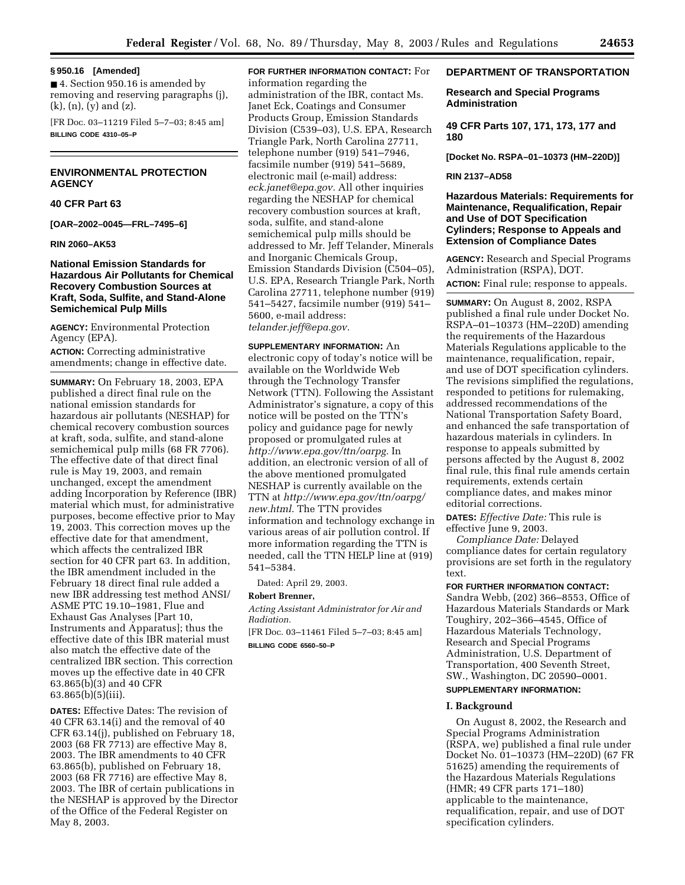### § 950.16 [Amended]

■ 4. Section 950.16 is amended by removing and reserving paragraphs (j), (k), (n), (y) and (z).

[FR Doc. 03–11219 Filed 5–7–03; 8:45 am]

**BILLING CODE 4310–05–P**

---

## ENVIRONMENTAL PROTECTION AGENCY

### 40 CFR Part 63

**[OAR–2002–0045—FRL–7495–6]**

**RIN 2060–AK53**

### National Emission Standards for Hazardous Air Pollutants for Chemical Recovery Combustion Sources at Kraft, Soda, Sulfite, and Stand-Alone Semichemical Pulp Mills

**AGENCY:** Environmental Protection Agency (EPA).

**ACTION:** Correcting administrative amendments; change in effective date.

**SUMMARY:** On February 18, 2003, EPA published a direct final rule on the national emission standards for hazardous air pollutants (NESHAP) for chemical recovery combustion sources at kraft, soda, sulfite, and stand-alone semichemical pulp mills (68 FR 7706). The effective date of that direct final rule is May 19, 2003, and remain unchanged, except the amendment adding Incorporation by Reference (IBR) material which must, for administrative purposes, become effective prior to May 19, 2003. This correction moves up the effective date for that amendment, which affects the centralized IBR section for 40 CFR part 63. In addition, the IBR amendment included in the February 18 direct final rule added a new IBR addressing test method ANSI/ASME PTC 19.10–1981, Flue and Exhaust Gas Analyses [Part 10, Instruments and Apparatus]; thus the effective date of this IBR material must also match the effective date of the centralized IBR section. This correction moves up the effective date in 40 CFR 63.865(b)(3) and 40 CFR 63.865(b)(5)(iii).

**DATES:** Effective Dates: The revision of 40 CFR 63.14(i) and the removal of 40 CFR 63.14(j), published on February 18, 2003 (68 FR 7713) are effective May 8, 2003. The IBR amendments to 40 CFR 63.865(b), published on February 18, 2003 (68 FR 7716) are effective May 8, 2003. The IBR of certain publications in the NESHAP is approved by the Director of the Office of the Federal Register on May 8, 2003.

**FOR FURTHER INFORMATION CONTACT:** For information regarding the administration of the IBR, contact Ms. Janet Eck, Coatings and Consumer Products Group, Emission Standards Division (C539–03), U.S. EPA, Research Triangle Park, North Carolina 27711, telephone number (919) 541–7946, facsimile number (919) 541–5689, electronic mail (e-mail) address: *eck.janet@epa.gov.* All other inquiries regarding the NESHAP for chemical recovery combustion sources at kraft, soda, sulfite, and stand-alone semichemical pulp mills should be addressed to Mr. Jeff Telander, Minerals and Inorganic Chemicals Group, Emission Standards Division (C504–05), U.S. EPA, Research Triangle Park, North Carolina 27711, telephone number (919) 541–5427, facsimile number (919) 541–5600, e-mail address: *telander.jeff@epa.gov.*

**SUPPLEMENTARY INFORMATION:** An electronic copy of today's notice will be available on the Worldwide Web through the Technology Transfer Network (TTN). Following the Assistant Administrator's signature, a copy of this notice will be posted on the TTN's policy and guidance page for newly proposed or promulgated rules at *http://www.epa.gov/ttn/oarpg.* In addition, an electronic version of all of the above mentioned promulgated NESHAP is currently available on the TTN at *http://www.epa.gov/ttn/oarpg/new.html.* The TTN provides information and technology exchange in various areas of air pollution control. If more information regarding the TTN is needed, call the TTN HELP line at (919) 541–5384.

Dated: April 29, 2003.

**Robert Brenner,**

*Acting Assistant Administrator for Air and Radiation.*

[FR Doc. 03–11461 Filed 5–7–03; 8:45 am]

**BILLING CODE 6560–50–P**

---

## DEPARTMENT OF TRANSPORTATION

### Research and Special Programs Administration

### 49 CFR Parts 107, 171, 173, 177 and 180

**[Docket No. RSPA–01–10373 (HM–220D)]**

**RIN 2137–AD58**

### Hazardous Materials: Requirements for Maintenance, Requalification, Repair and Use of DOT Specification Cylinders; Response to Appeals and Extension of Compliance Dates

**AGENCY:** Research and Special Programs Administration (RSPA), DOT.

**ACTION:** Final rule; response to appeals.

**SUMMARY:** On August 8, 2002, RSPA published a final rule under Docket No. RSPA–01–10373 (HM–220D) amending the requirements of the Hazardous Materials Regulations applicable to the maintenance, requalification, repair, and use of DOT specification cylinders. The revisions simplified the regulations, responded to petitions for rulemaking, addressed recommendations of the National Transportation Safety Board, and enhanced the safe transportation of hazardous materials in cylinders. In response to appeals submitted by persons affected by the August 8, 2002 final rule, this final rule amends certain requirements, extends certain compliance dates, and makes minor editorial corrections.

**DATES:** *Effective Date:* This rule is effective June 9, 2003.

*Compliance Date:* Delayed compliance dates for certain regulatory provisions are set forth in the regulatory text.

**FOR FURTHER INFORMATION CONTACT:** Sandra Webb, (202) 366–8553, Office of Hazardous Materials Standards or Mark Toughiry, 202–366–4545, Office of Hazardous Materials Technology, Research and Special Programs Administration, U.S. Department of Transportation, 400 Seventh Street, SW., Washington, DC 20590–0001.

**SUPPLEMENTARY INFORMATION:**

#### I. Background

On August 8, 2002, the Research and Special Programs Administration (RSPA, we) published a final rule under Docket No. 01–10373 (HM–220D) (67 FR 51625) amending the requirements of the Hazardous Materials Regulations (HMR; 49 CFR parts 171–180) applicable to the maintenance, requalification, repair, and use of DOT specification cylinders.